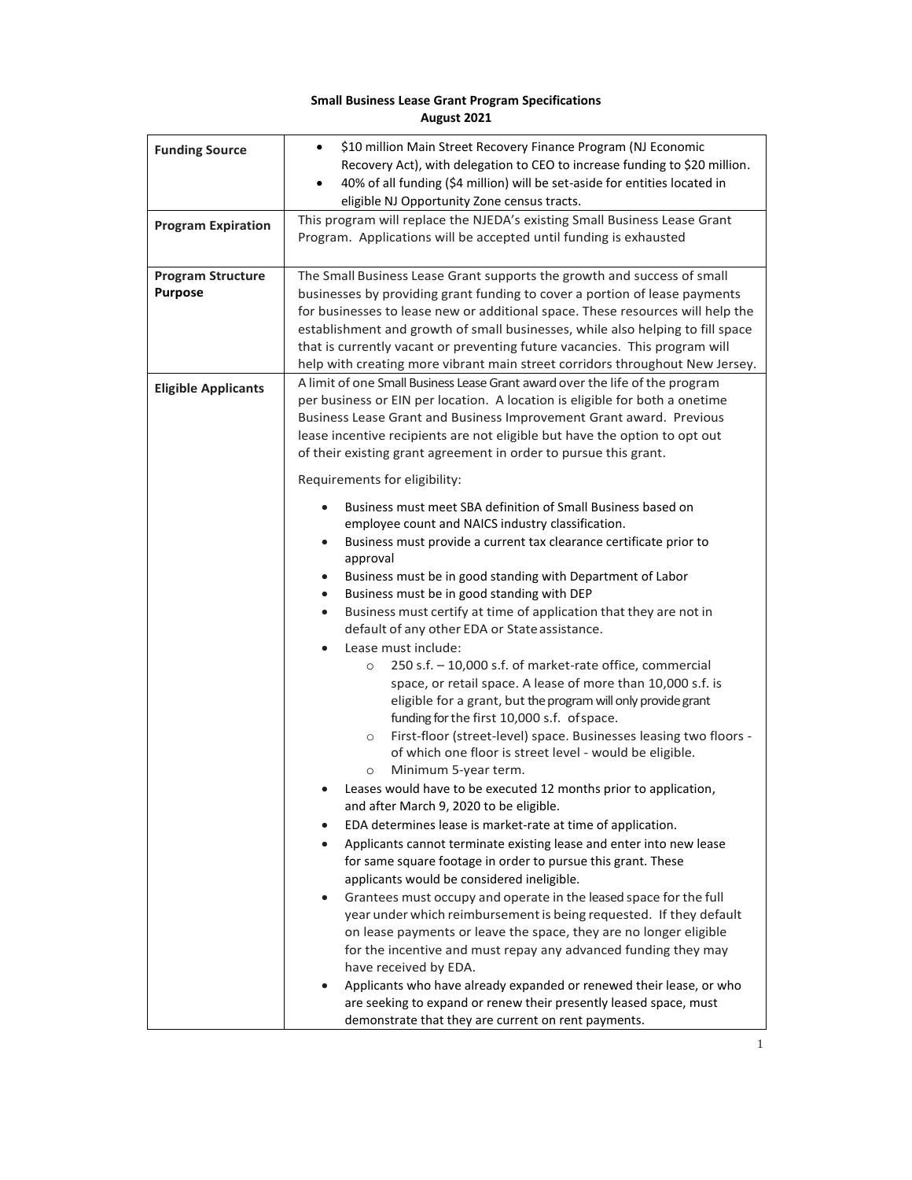**Small Business Lease Grant Program Specifications**
**August 2021**

| | |
|---|---|
| **Funding Source** | • $10 million Main Street Recovery Finance Program (NJ Economic Recovery Act), with delegation to CEO to increase funding to $20 million.<br>• 40% of all funding ($4 million) will be set-aside for entities located in eligible NJ Opportunity Zone census tracts. |
| **Program Expiration** | This program will replace the NJEDA's existing Small Business Lease Grant Program. Applications will be accepted until funding is exhausted |
| **Program Structure Purpose** | The Small Business Lease Grant supports the growth and success of small businesses by providing grant funding to cover a portion of lease payments for businesses to lease new or additional space. These resources will help the establishment and growth of small businesses, while also helping to fill space that is currently vacant or preventing future vacancies. This program will help with creating more vibrant main street corridors throughout New Jersey. |
| **Eligible Applicants** | A limit of one Small Business Lease Grant award over the life of the program per business or EIN per location. A location is eligible for both a onetime Business Lease Grant and Business Improvement Grant award. Previous lease incentive recipients are not eligible but have the option to opt out of their existing grant agreement in order to pursue this grant.<br><br>Requirements for eligibility:<br><br>• Business must meet SBA definition of Small Business based on employee count and NAICS industry classification.<br>• Business must provide a current tax clearance certificate prior to approval<br>• Business must be in good standing with Department of Labor<br>• Business must be in good standing with DEP<br>• Business must certify at time of application that they are not in default of any other EDA or State assistance.<br>• Lease must include:<br>&nbsp;&nbsp;&nbsp;&nbsp;○ 250 s.f. – 10,000 s.f. of market-rate office, commercial space, or retail space. A lease of more than 10,000 s.f. is eligible for a grant, but the program will only provide grant funding for the first 10,000 s.f. of space.<br>&nbsp;&nbsp;&nbsp;&nbsp;○ First-floor (street-level) space. Businesses leasing two floors - of which one floor is street level - would be eligible.<br>&nbsp;&nbsp;&nbsp;&nbsp;○ Minimum 5-year term.<br>• Leases would have to be executed 12 months prior to application, and after March 9, 2020 to be eligible.<br>• EDA determines lease is market-rate at time of application.<br>• Applicants cannot terminate existing lease and enter into new lease for same square footage in order to pursue this grant. These applicants would be considered ineligible.<br>• Grantees must occupy and operate in the leased space for the full year under which reimbursement is being requested. If they default on lease payments or leave the space, they are no longer eligible for the incentive and must repay any advanced funding they may have received by EDA.<br>• Applicants who have already expanded or renewed their lease, or who are seeking to expand or renew their presently leased space, must demonstrate that they are current on rent payments. |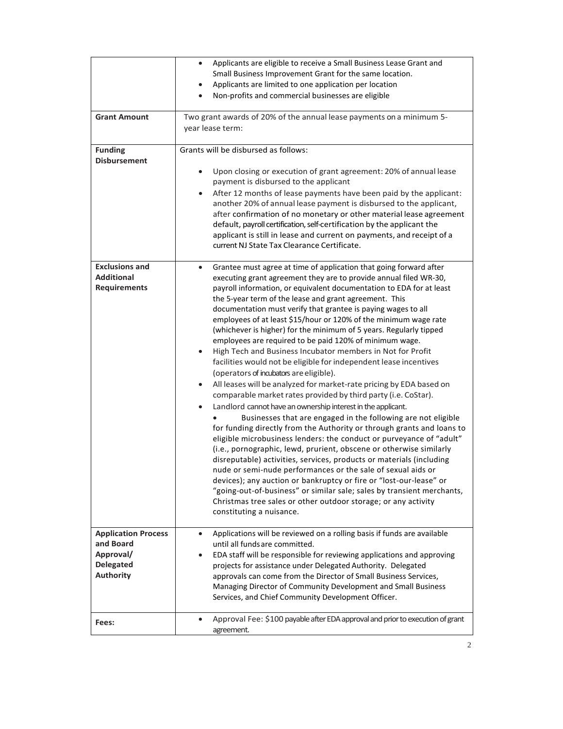| | |
|---|---|
| | • Applicants are eligible to receive a Small Business Lease Grant and Small Business Improvement Grant for the same location.<br>• Applicants are limited to one application per location<br>• Non-profits and commercial businesses are eligible |
| **Grant Amount** | Two grant awards of 20% of the annual lease payments on a minimum 5-year lease term: |
| **Funding Disbursement** | Grants will be disbursed as follows:<br>• Upon closing or execution of grant agreement: 20% of annual lease payment is disbursed to the applicant<br>• After 12 months of lease payments have been paid by the applicant: another 20% of annual lease payment is disbursed to the applicant, after confirmation of no monetary or other material lease agreement default, payroll certification, self-certification by the applicant the applicant is still in lease and current on payments, and receipt of a current NJ State Tax Clearance Certificate. |
| **Exclusions and Additional Requirements** | • Grantee must agree at time of application that going forward after executing grant agreement they are to provide annual filed WR-30, payroll information, or equivalent documentation to EDA for at least the 5-year term of the lease and grant agreement. This documentation must verify that grantee is paying wages to all employees of at least $15/hour or 120% of the minimum wage rate (whichever is higher) for the minimum of 5 years. Regularly tipped employees are required to be paid 120% of minimum wage.<br>• High Tech and Business Incubator members in Not for Profit facilities would not be eligible for independent lease incentives (operators of incubators are eligible).<br>• All leases will be analyzed for market-rate pricing by EDA based on comparable market rates provided by third party (i.e. CoStar).<br>• Landlord cannot have an ownership interest in the applicant.<br>• Businesses that are engaged in the following are not eligible for funding directly from the Authority or through grants and loans to eligible microbusiness lenders: the conduct or purveyance of "adult" (i.e., pornographic, lewd, prurient, obscene or otherwise similarly disreputable) activities, services, products or materials (including nude or semi-nude performances or the sale of sexual aids or devices); any auction or bankruptcy or fire or "lost-our-lease" or "going-out-of-business" or similar sale; sales by transient merchants, Christmas tree sales or other outdoor storage; or any activity constituting a nuisance. |
| **Application Process and Board Approval/ Delegated Authority** | • Applications will be reviewed on a rolling basis if funds are available until all funds are committed.<br>• EDA staff will be responsible for reviewing applications and approving projects for assistance under Delegated Authority. Delegated approvals can come from the Director of Small Business Services, Managing Director of Community Development and Small Business Services, and Chief Community Development Officer. |
| **Fees:** | • Approval Fee: $100 payable after EDA approval and prior to execution of grant agreement. |